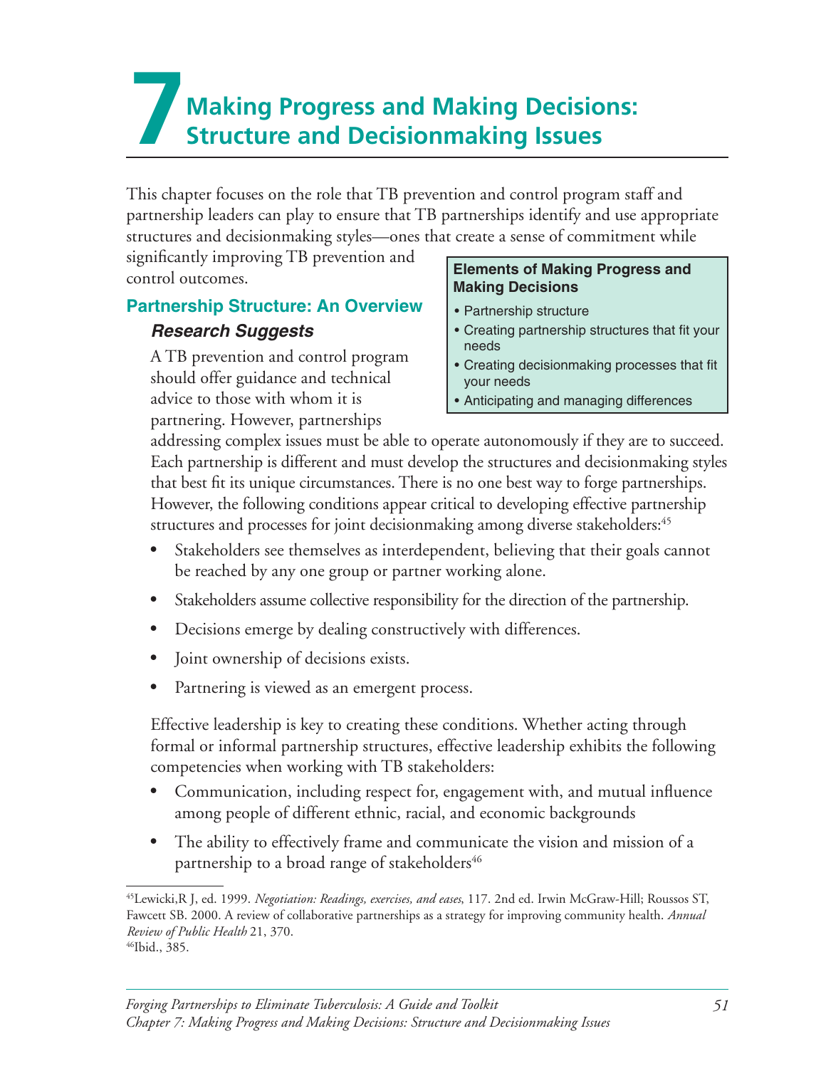# 7 Making Progress and Making Decisions: Structure and Decisionmaking Issues

This chapter focuses on the role that TB prevention and control program staff and partnership leaders can play to ensure that TB partnerships identify and use appropriate structures and decisionmaking styles—ones that create a sense of commitment while significantly improving TB prevention and control outcomes.

**Elements of Making Progress and Making Decisions**

- Partnership structure
- Creating partnership structures that fit your needs
- Creating decisionmaking processes that fit your needs
- Anticipating and managing differences

## Partnership Structure: An Overview

### *Research Suggests*

A TB prevention and control program should offer guidance and technical advice to those with whom it is partnering. However, partnerships addressing complex issues must be able to operate autonomously if they are to succeed. Each partnership is different and must develop the structures and decisionmaking styles that best fit its unique circumstances. There is no one best way to forge partnerships. However, the following conditions appear critical to developing effective partnership structures and processes for joint decisionmaking among diverse stakeholders:[45]

- Stakeholders see themselves as interdependent, believing that their goals cannot be reached by any one group or partner working alone.
- Stakeholders assume collective responsibility for the direction of the partnership.
- Decisions emerge by dealing constructively with differences.
- Joint ownership of decisions exists.
- Partnering is viewed as an emergent process.

Effective leadership is key to creating these conditions. Whether acting through formal or informal partnership structures, effective leadership exhibits the following competencies when working with TB stakeholders:

- Communication, including respect for, engagement with, and mutual influence among people of different ethnic, racial, and economic backgrounds
- The ability to effectively frame and communicate the vision and mission of a partnership to a broad range of stakeholders[46]

---

[45] Lewicki,R J, ed. 1999. *Negotiation: Readings, exercises, and eases*, 117. 2nd ed. Irwin McGraw-Hill; Roussos ST, Fawcett SB. 2000. A review of collaborative partnerships as a strategy for improving community health. *Annual Review of Public Health* 21, 370.

[46] Ibid., 385.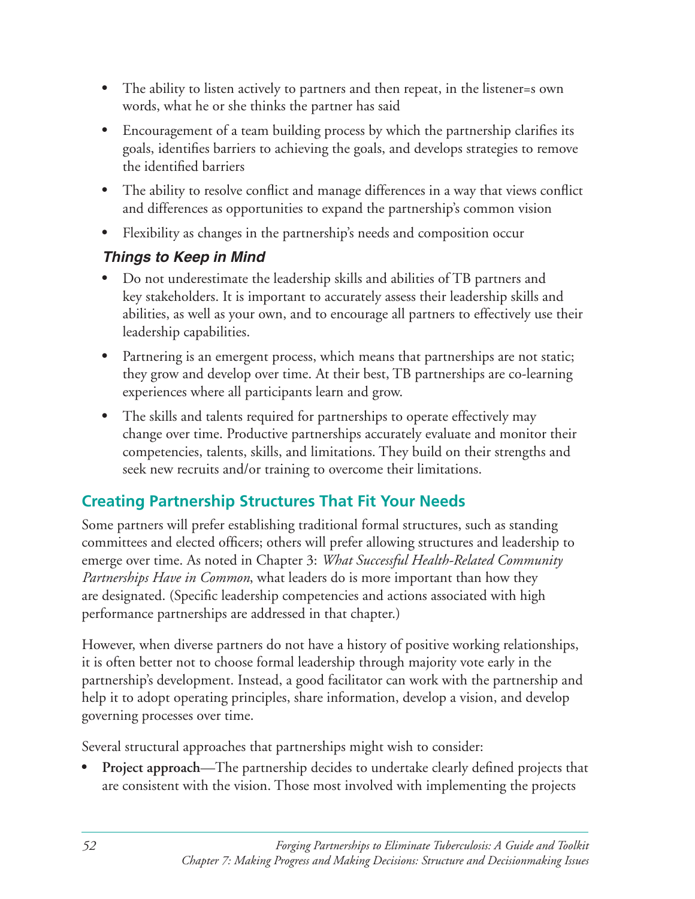- The ability to listen actively to partners and then repeat, in the listener=s own words, what he or she thinks the partner has said
- Encouragement of a team building process by which the partnership clarifies its goals, identifies barriers to achieving the goals, and develops strategies to remove the identified barriers
- The ability to resolve conflict and manage differences in a way that views conflict and differences as opportunities to expand the partnership's common vision
- Flexibility as changes in the partnership's needs and composition occur

### *Things to Keep in Mind*

- Do not underestimate the leadership skills and abilities of TB partners and key stakeholders. It is important to accurately assess their leadership skills and abilities, as well as your own, and to encourage all partners to effectively use their leadership capabilities.
- Partnering is an emergent process, which means that partnerships are not static; they grow and develop over time. At their best, TB partnerships are co-learning experiences where all participants learn and grow.
- The skills and talents required for partnerships to operate effectively may change over time. Productive partnerships accurately evaluate and monitor their competencies, talents, skills, and limitations. They build on their strengths and seek new recruits and/or training to overcome their limitations.

## Creating Partnership Structures That Fit Your Needs

Some partners will prefer establishing traditional formal structures, such as standing committees and elected officers; others will prefer allowing structures and leadership to emerge over time. As noted in Chapter 3: *What Successful Health-Related Community Partnerships Have in Common*, what leaders do is more important than how they are designated. (Specific leadership competencies and actions associated with high performance partnerships are addressed in that chapter.)

However, when diverse partners do not have a history of positive working relationships, it is often better not to choose formal leadership through majority vote early in the partnership's development. Instead, a good facilitator can work with the partnership and help it to adopt operating principles, share information, develop a vision, and develop governing processes over time.

Several structural approaches that partnerships might wish to consider:

- **Project approach**—The partnership decides to undertake clearly defined projects that are consistent with the vision. Those most involved with implementing the projects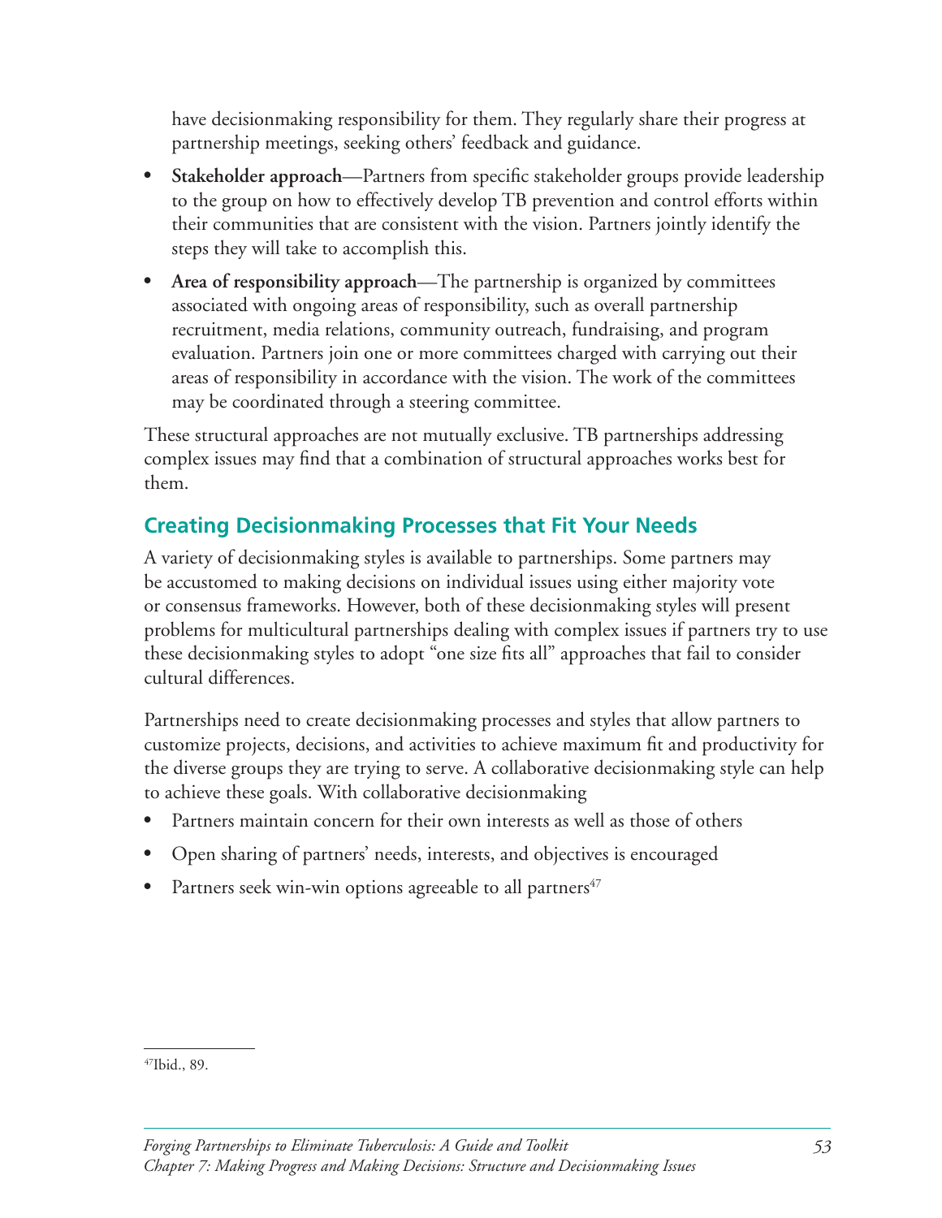have decisionmaking responsibility for them. They regularly share their progress at partnership meetings, seeking others' feedback and guidance.

- **Stakeholder approach**—Partners from specific stakeholder groups provide leadership to the group on how to effectively develop TB prevention and control efforts within their communities that are consistent with the vision. Partners jointly identify the steps they will take to accomplish this.
- **Area of responsibility approach**—The partnership is organized by committees associated with ongoing areas of responsibility, such as overall partnership recruitment, media relations, community outreach, fundraising, and program evaluation. Partners join one or more committees charged with carrying out their areas of responsibility in accordance with the vision. The work of the committees may be coordinated through a steering committee.

These structural approaches are not mutually exclusive. TB partnerships addressing complex issues may find that a combination of structural approaches works best for them.

## Creating Decisionmaking Processes that Fit Your Needs

A variety of decisionmaking styles is available to partnerships. Some partners may be accustomed to making decisions on individual issues using either majority vote or consensus frameworks. However, both of these decisionmaking styles will present problems for multicultural partnerships dealing with complex issues if partners try to use these decisionmaking styles to adopt "one size fits all" approaches that fail to consider cultural differences.

Partnerships need to create decisionmaking processes and styles that allow partners to customize projects, decisions, and activities to achieve maximum fit and productivity for the diverse groups they are trying to serve. A collaborative decisionmaking style can help to achieve these goals. With collaborative decisionmaking

- Partners maintain concern for their own interests as well as those of others
- Open sharing of partners' needs, interests, and objectives is encouraged
- Partners seek win-win options agreeable to all partners[47]

[47]Ibid., 89.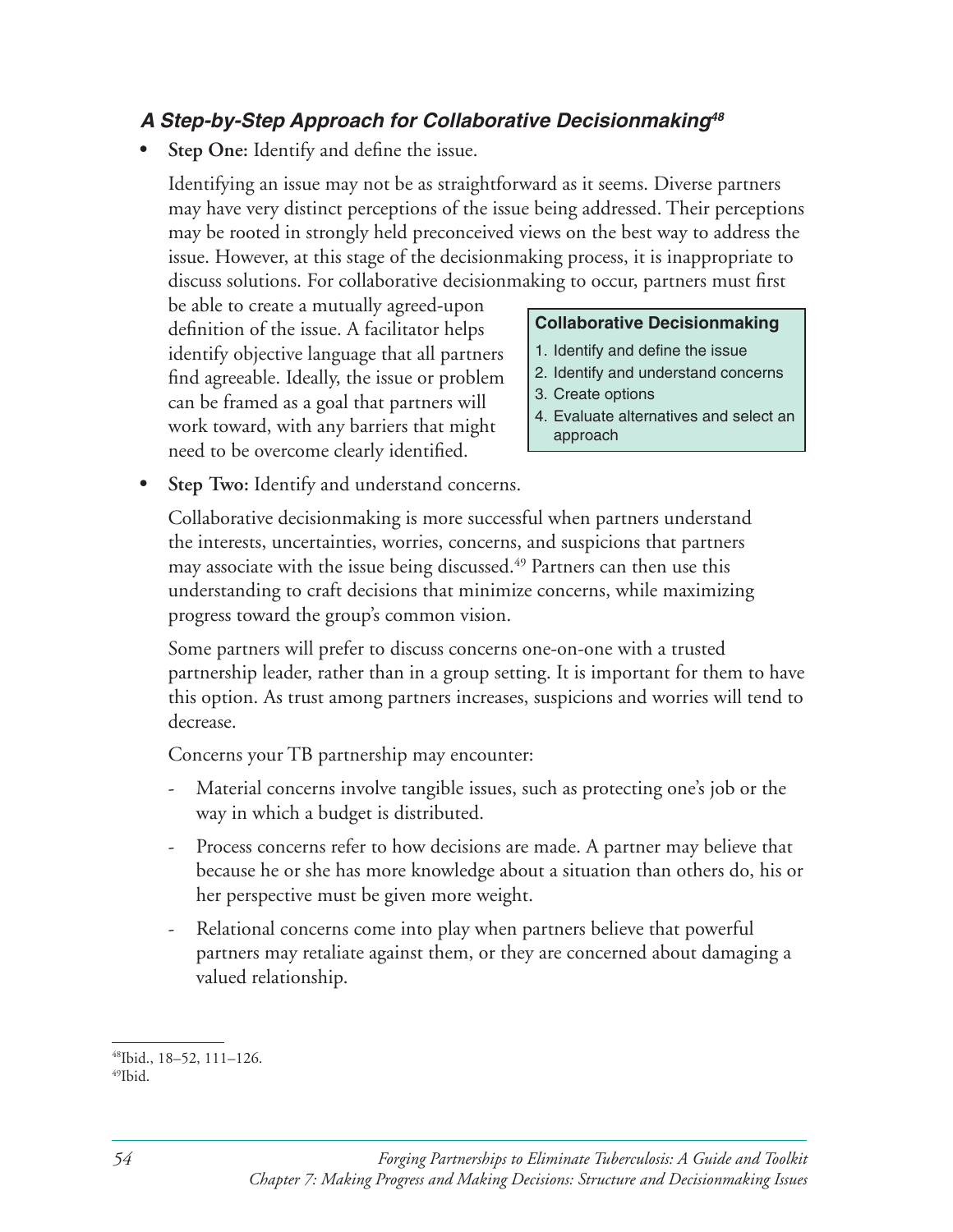### *A Step-by-Step Approach for Collaborative Decisionmaking*[48]

- **Step One:** Identify and define the issue.

  Identifying an issue may not be as straightforward as it seems. Diverse partners may have very distinct perceptions of the issue being addressed. Their perceptions may be rooted in strongly held preconceived views on the best way to address the issue. However, at this stage of the decisionmaking process, it is inappropriate to discuss solutions. For collaborative decisionmaking to occur, partners must first be able to create a mutually agreed-upon definition of the issue. A facilitator helps identify objective language that all partners find agreeable. Ideally, the issue or problem can be framed as a goal that partners will work toward, with any barriers that might need to be overcome clearly identified.

> **Collaborative Decisionmaking**
>
> 1. Identify and define the issue
> 2. Identify and understand concerns
> 3. Create options
> 4. Evaluate alternatives and select an approach

- **Step Two:** Identify and understand concerns.

  Collaborative decisionmaking is more successful when partners understand the interests, uncertainties, worries, concerns, and suspicions that partners may associate with the issue being discussed.[49] Partners can then use this understanding to craft decisions that minimize concerns, while maximizing progress toward the group's common vision.

  Some partners will prefer to discuss concerns one-on-one with a trusted partnership leader, rather than in a group setting. It is important for them to have this option. As trust among partners increases, suspicions and worries will tend to decrease.

  Concerns your TB partnership may encounter:

  - Material concerns involve tangible issues, such as protecting one's job or the way in which a budget is distributed.
  - Process concerns refer to how decisions are made. A partner may believe that because he or she has more knowledge about a situation than others do, his or her perspective must be given more weight.
  - Relational concerns come into play when partners believe that powerful partners may retaliate against them, or they are concerned about damaging a valued relationship.

---

[48]Ibid., 18–52, 111–126.
[49]Ibid.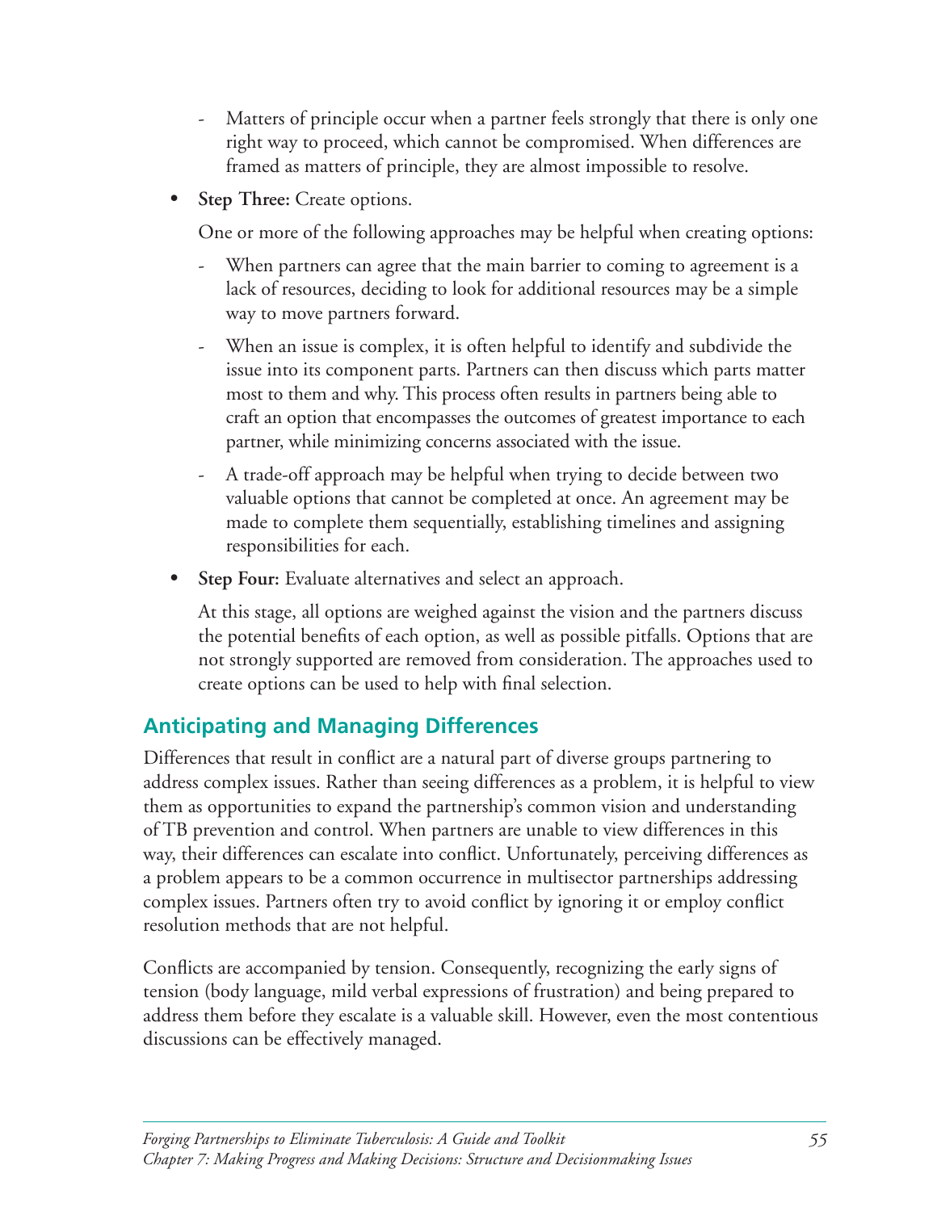- Matters of principle occur when a partner feels strongly that there is only one right way to proceed, which cannot be compromised. When differences are framed as matters of principle, they are almost impossible to resolve.

- **Step Three:** Create options.

  One or more of the following approaches may be helpful when creating options:

  - When partners can agree that the main barrier to coming to agreement is a lack of resources, deciding to look for additional resources may be a simple way to move partners forward.
  - When an issue is complex, it is often helpful to identify and subdivide the issue into its component parts. Partners can then discuss which parts matter most to them and why. This process often results in partners being able to craft an option that encompasses the outcomes of greatest importance to each partner, while minimizing concerns associated with the issue.
  - A trade-off approach may be helpful when trying to decide between two valuable options that cannot be completed at once. An agreement may be made to complete them sequentially, establishing timelines and assigning responsibilities for each.

- **Step Four:** Evaluate alternatives and select an approach.

  At this stage, all options are weighed against the vision and the partners discuss the potential benefits of each option, as well as possible pitfalls. Options that are not strongly supported are removed from consideration. The approaches used to create options can be used to help with final selection.

## Anticipating and Managing Differences

Differences that result in conflict are a natural part of diverse groups partnering to address complex issues. Rather than seeing differences as a problem, it is helpful to view them as opportunities to expand the partnership's common vision and understanding of TB prevention and control. When partners are unable to view differences in this way, their differences can escalate into conflict. Unfortunately, perceiving differences as a problem appears to be a common occurrence in multisector partnerships addressing complex issues. Partners often try to avoid conflict by ignoring it or employ conflict resolution methods that are not helpful.

Conflicts are accompanied by tension. Consequently, recognizing the early signs of tension (body language, mild verbal expressions of frustration) and being prepared to address them before they escalate is a valuable skill. However, even the most contentious discussions can be effectively managed.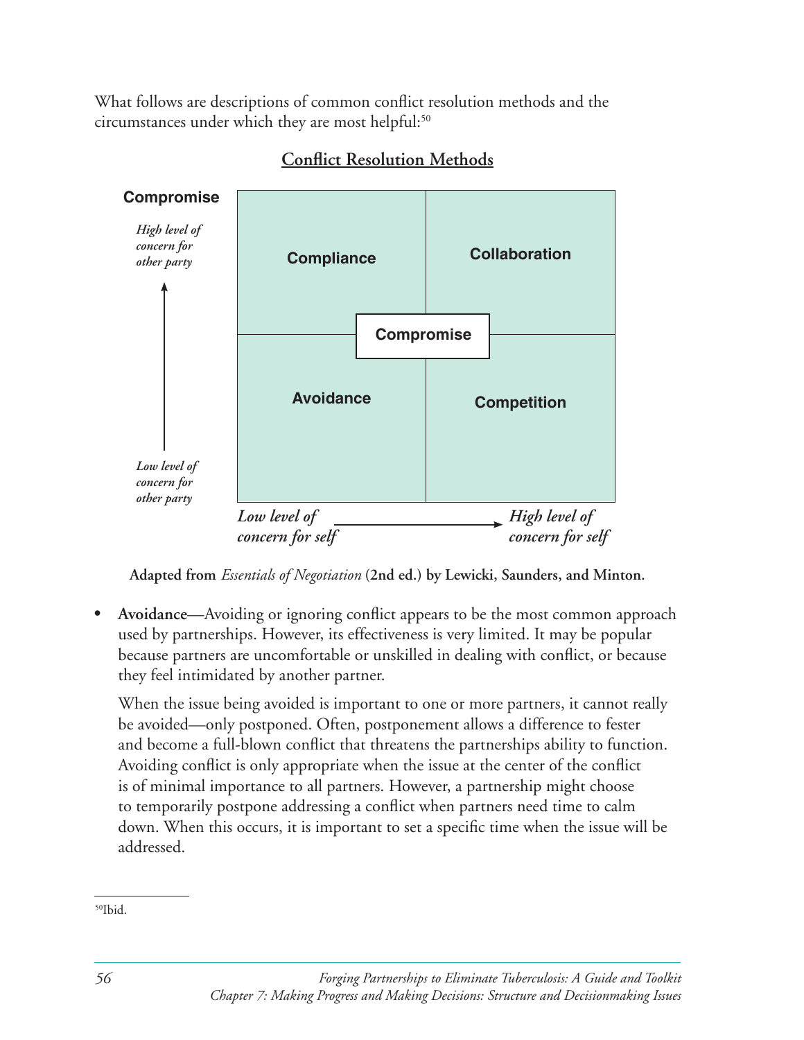What follows are descriptions of common conflict resolution methods and the circumstances under which they are most helpful:[50]

**Conflict Resolution Methods**

| | Low level of concern for self | High level of concern for self |
|---|---|---|
| High level of concern for other party | Compliance | Collaboration |
| Low level of concern for other party | Avoidance | Competition |

Compromise (center)

Adapted from *Essentials of Negotiation* (2nd ed.) by Lewicki, Saunders, and Minton.

- **Avoidance—**Avoiding or ignoring conflict appears to be the most common approach used by partnerships. However, its effectiveness is very limited. It may be popular because partners are uncomfortable or unskilled in dealing with conflict, or because they feel intimidated by another partner.

  When the issue being avoided is important to one or more partners, it cannot really be avoided—only postponed. Often, postponement allows a difference to fester and become a full-blown conflict that threatens the partnerships ability to function. Avoiding conflict is only appropriate when the issue at the center of the conflict is of minimal importance to all partners. However, a partnership might choose to temporarily postpone addressing a conflict when partners need time to calm down. When this occurs, it is important to set a specific time when the issue will be addressed.

---

[50] Ibid.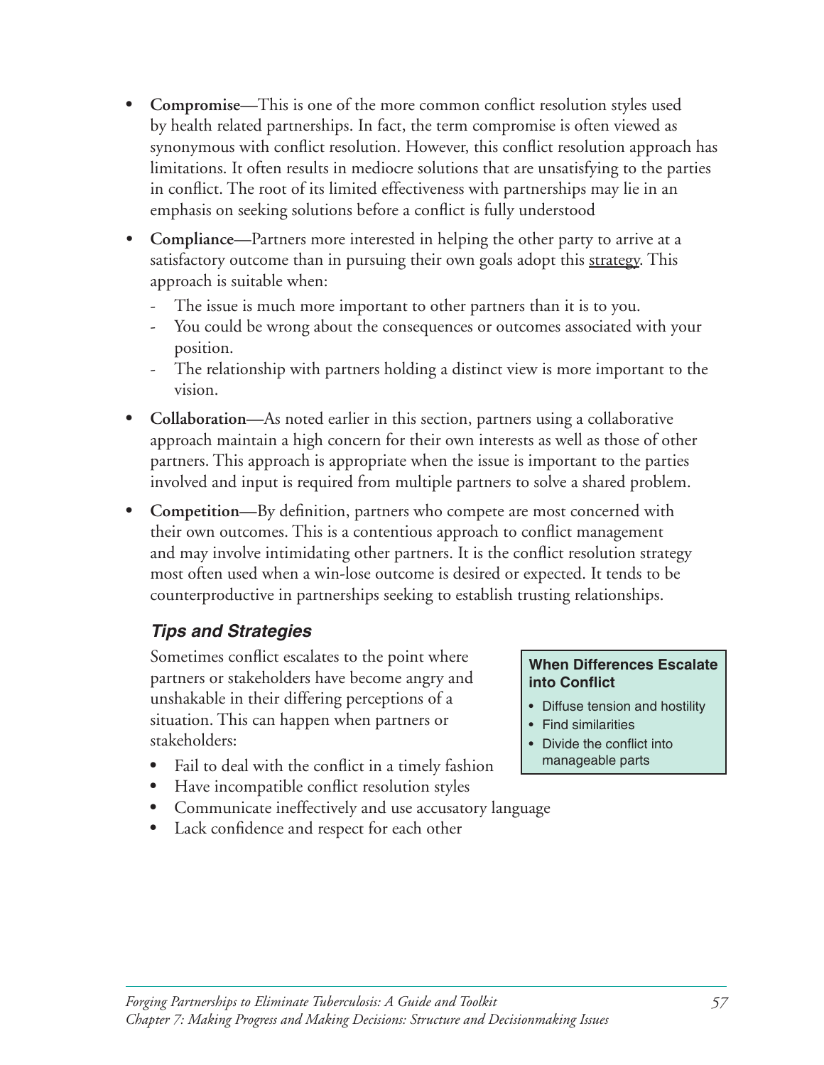- **Compromise—**This is one of the more common conflict resolution styles used by health related partnerships. In fact, the term compromise is often viewed as synonymous with conflict resolution. However, this conflict resolution approach has limitations. It often results in mediocre solutions that are unsatisfying to the parties in conflict. The root of its limited effectiveness with partnerships may lie in an emphasis on seeking solutions before a conflict is fully understood
- **Compliance—**Partners more interested in helping the other party to arrive at a satisfactory outcome than in pursuing their own goals adopt this strategy. This approach is suitable when:
  - The issue is much more important to other partners than it is to you.
  - You could be wrong about the consequences or outcomes associated with your position.
  - The relationship with partners holding a distinct view is more important to the vision.
- **Collaboration—**As noted earlier in this section, partners using a collaborative approach maintain a high concern for their own interests as well as those of other partners. This approach is appropriate when the issue is important to the parties involved and input is required from multiple partners to solve a shared problem.
- **Competition—**By definition, partners who compete are most concerned with their own outcomes. This is a contentious approach to conflict management and may involve intimidating other partners. It is the conflict resolution strategy most often used when a win-lose outcome is desired or expected. It tends to be counterproductive in partnerships seeking to establish trusting relationships.

### *Tips and Strategies*

Sometimes conflict escalates to the point where partners or stakeholders have become angry and unshakable in their differing perceptions of a situation. This can happen when partners or stakeholders:

- Fail to deal with the conflict in a timely fashion
- Have incompatible conflict resolution styles
- Communicate ineffectively and use accusatory language
- Lack confidence and respect for each other

**When Differences Escalate into Conflict**

- Diffuse tension and hostility
- Find similarities
- Divide the conflict into manageable parts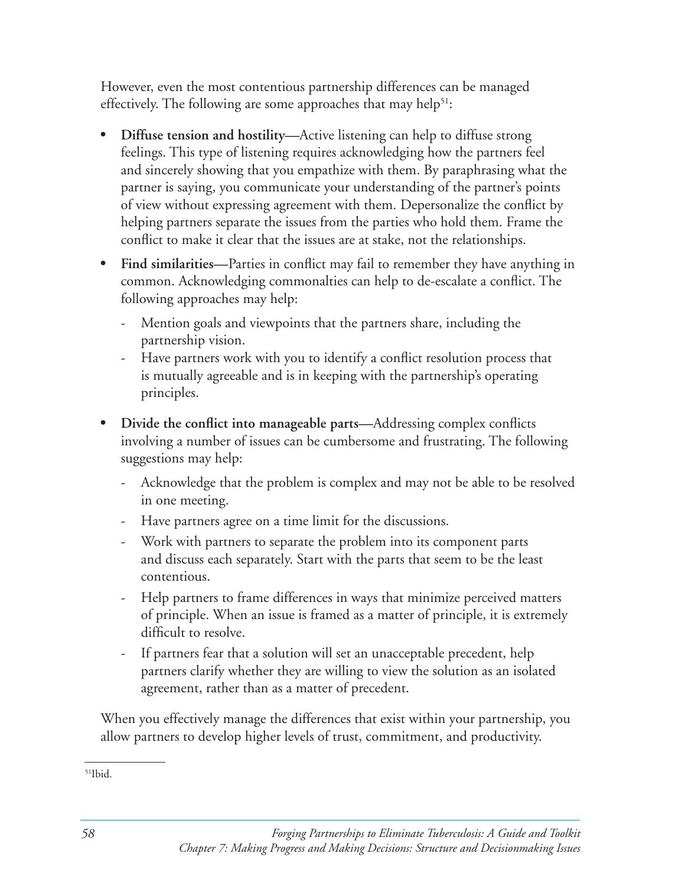However, even the most contentious partnership differences can be managed effectively. The following are some approaches that may help[51]:

- **Diffuse tension and hostility—**Active listening can help to diffuse strong feelings. This type of listening requires acknowledging how the partners feel and sincerely showing that you empathize with them. By paraphrasing what the partner is saying, you communicate your understanding of the partner's points of view without expressing agreement with them. Depersonalize the conflict by helping partners separate the issues from the parties who hold them. Frame the conflict to make it clear that the issues are at stake, not the relationships.
- **Find similarities—**Parties in conflict may fail to remember they have anything in common. Acknowledging commonalties can help to de-escalate a conflict. The following approaches may help:
  - Mention goals and viewpoints that the partners share, including the partnership vision.
  - Have partners work with you to identify a conflict resolution process that is mutually agreeable and is in keeping with the partnership's operating principles.
- **Divide the conflict into manageable parts—**Addressing complex conflicts involving a number of issues can be cumbersome and frustrating. The following suggestions may help:
  - Acknowledge that the problem is complex and may not be able to be resolved in one meeting.
  - Have partners agree on a time limit for the discussions.
  - Work with partners to separate the problem into its component parts and discuss each separately. Start with the parts that seem to be the least contentious.
  - Help partners to frame differences in ways that minimize perceived matters of principle. When an issue is framed as a matter of principle, it is extremely difficult to resolve.
  - If partners fear that a solution will set an unacceptable precedent, help partners clarify whether they are willing to view the solution as an isolated agreement, rather than as a matter of precedent.

When you effectively manage the differences that exist within your partnership, you allow partners to develop higher levels of trust, commitment, and productivity.

---

[51]Ibid.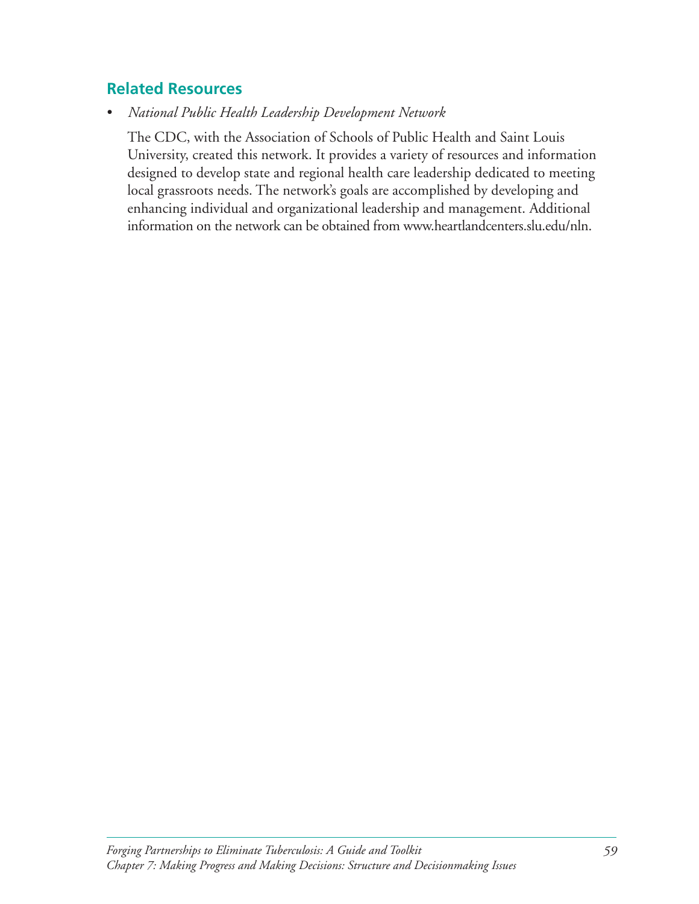## Related Resources

- *National Public Health Leadership Development Network*

  The CDC, with the Association of Schools of Public Health and Saint Louis University, created this network. It provides a variety of resources and information designed to develop state and regional health care leadership dedicated to meeting local grassroots needs. The network's goals are accomplished by developing and enhancing individual and organizational leadership and management. Additional information on the network can be obtained from www.heartlandcenters.slu.edu/nln.